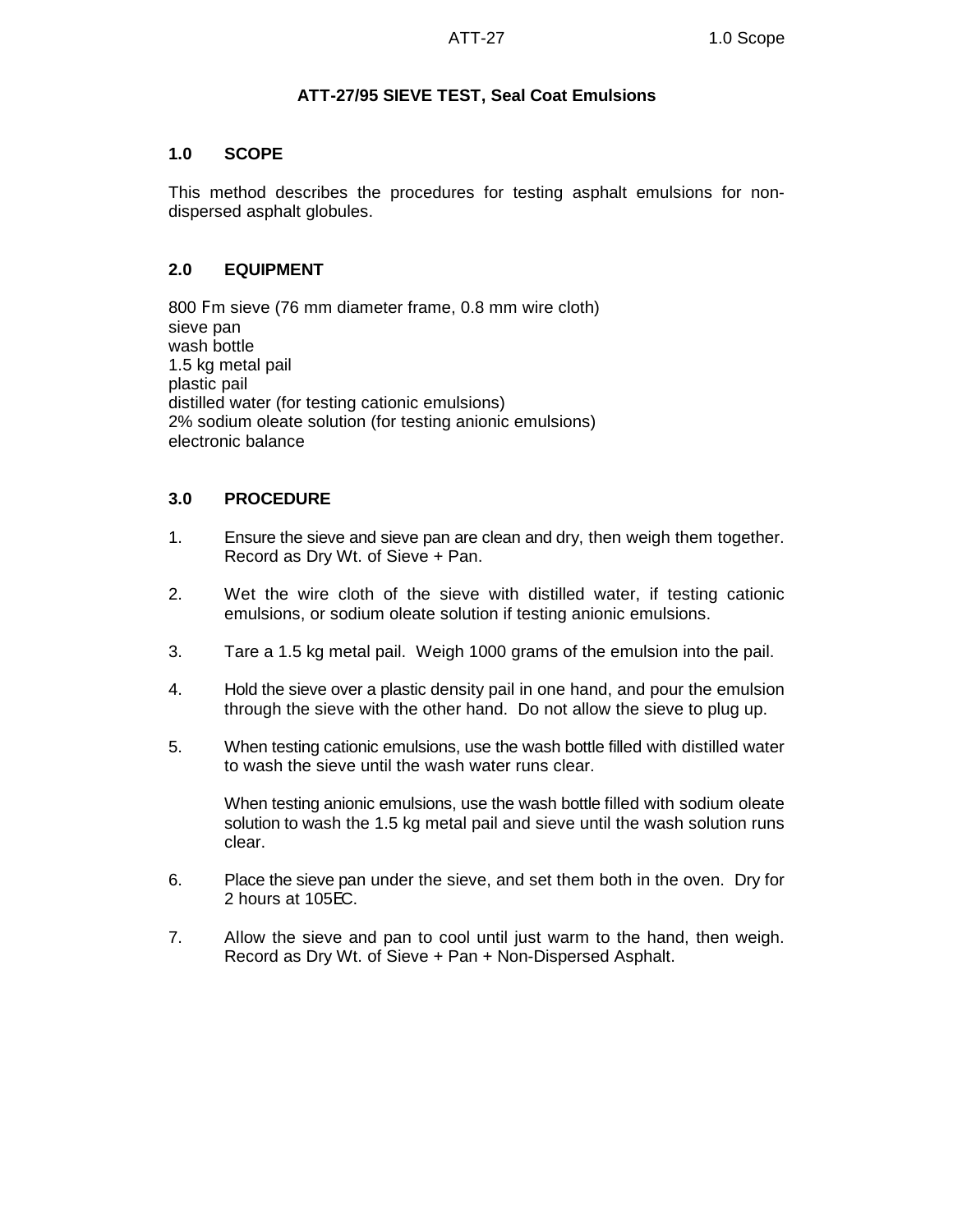# ATT-27/95 SIEVE TEST, Seal Coat Emulsions

## 1.0 SCOPE

This method describes the procedures for testing asphalt emulsions for non-dispersed asphalt globules.

## 2.0 EQUIPMENT

800 Fm sieve (76 mm diameter frame, 0.8 mm wire cloth)
sieve pan
wash bottle
1.5 kg metal pail
plastic pail
distilled water (for testing cationic emulsions)
2% sodium oleate solution (for testing anionic emulsions)
electronic balance

## 3.0 PROCEDURE

1. Ensure the sieve and sieve pan are clean and dry, then weigh them together. Record as Dry Wt. of Sieve + Pan.

2. Wet the wire cloth of the sieve with distilled water, if testing cationic emulsions, or sodium oleate solution if testing anionic emulsions.

3. Tare a 1.5 kg metal pail. Weigh 1000 grams of the emulsion into the pail.

4. Hold the sieve over a plastic density pail in one hand, and pour the emulsion through the sieve with the other hand. Do not allow the sieve to plug up.

5. When testing cationic emulsions, use the wash bottle filled with distilled water to wash the sieve until the wash water runs clear.

   When testing anionic emulsions, use the wash bottle filled with sodium oleate solution to wash the 1.5 kg metal pail and sieve until the wash solution runs clear.

6. Place the sieve pan under the sieve, and set them both in the oven. Dry for 2 hours at 105EC.

7. Allow the sieve and pan to cool until just warm to the hand, then weigh. Record as Dry Wt. of Sieve + Pan + Non-Dispersed Asphalt.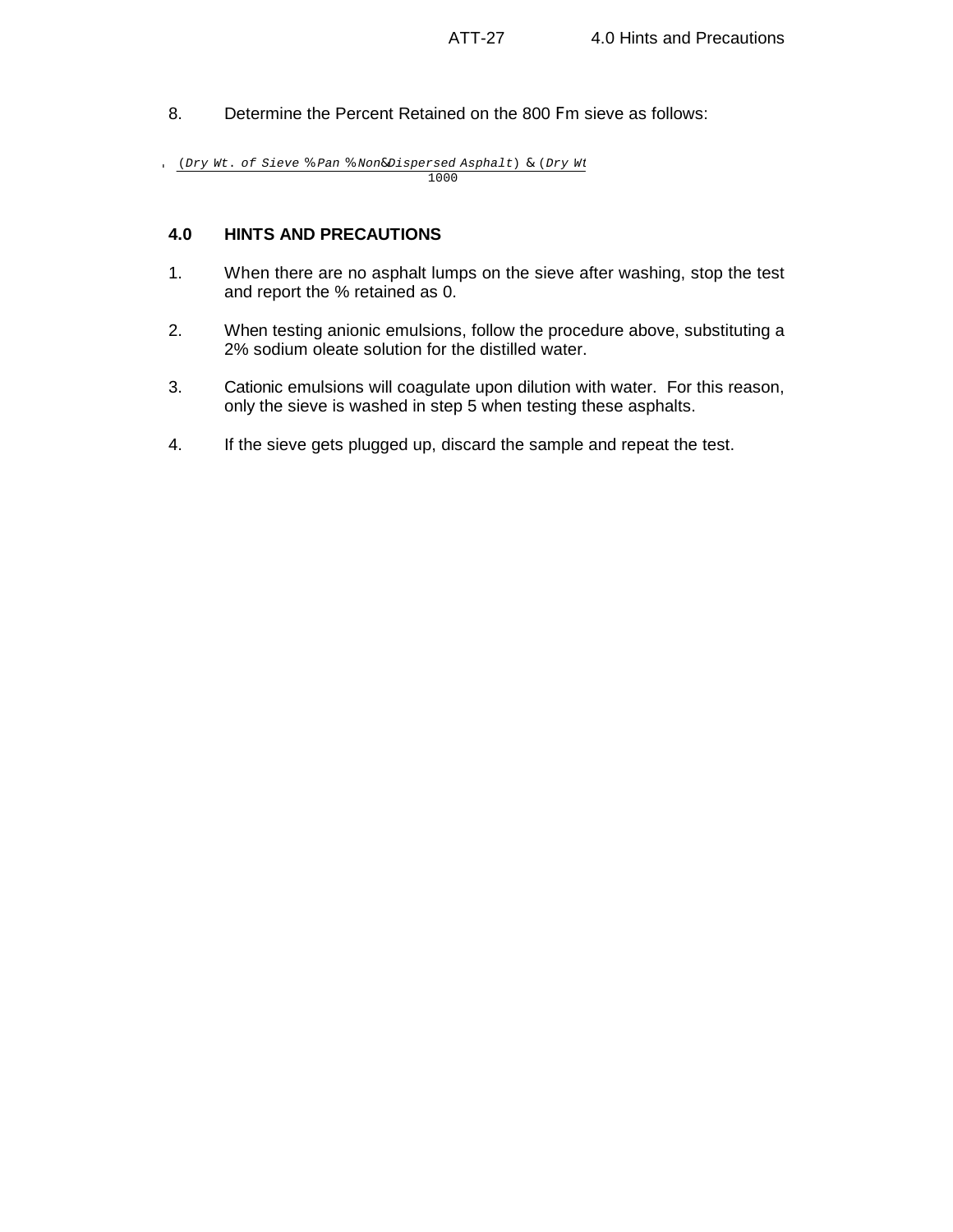8. Determine the Percent Retained on the 800 Fm sieve as follows:

$$\frac{(Dry\ Wt.\ of\ Sieve\ \%\ Pan\ \%\ Non\&Dispersed\ Asphalt)\ \&\ (Dry\ Wt}{1000}$$

## 4.0 HINTS AND PRECAUTIONS

1. When there are no asphalt lumps on the sieve after washing, stop the test and report the % retained as 0.

2. When testing anionic emulsions, follow the procedure above, substituting a 2% sodium oleate solution for the distilled water.

3. Cationic emulsions will coagulate upon dilution with water. For this reason, only the sieve is washed in step 5 when testing these asphalts.

4. If the sieve gets plugged up, discard the sample and repeat the test.